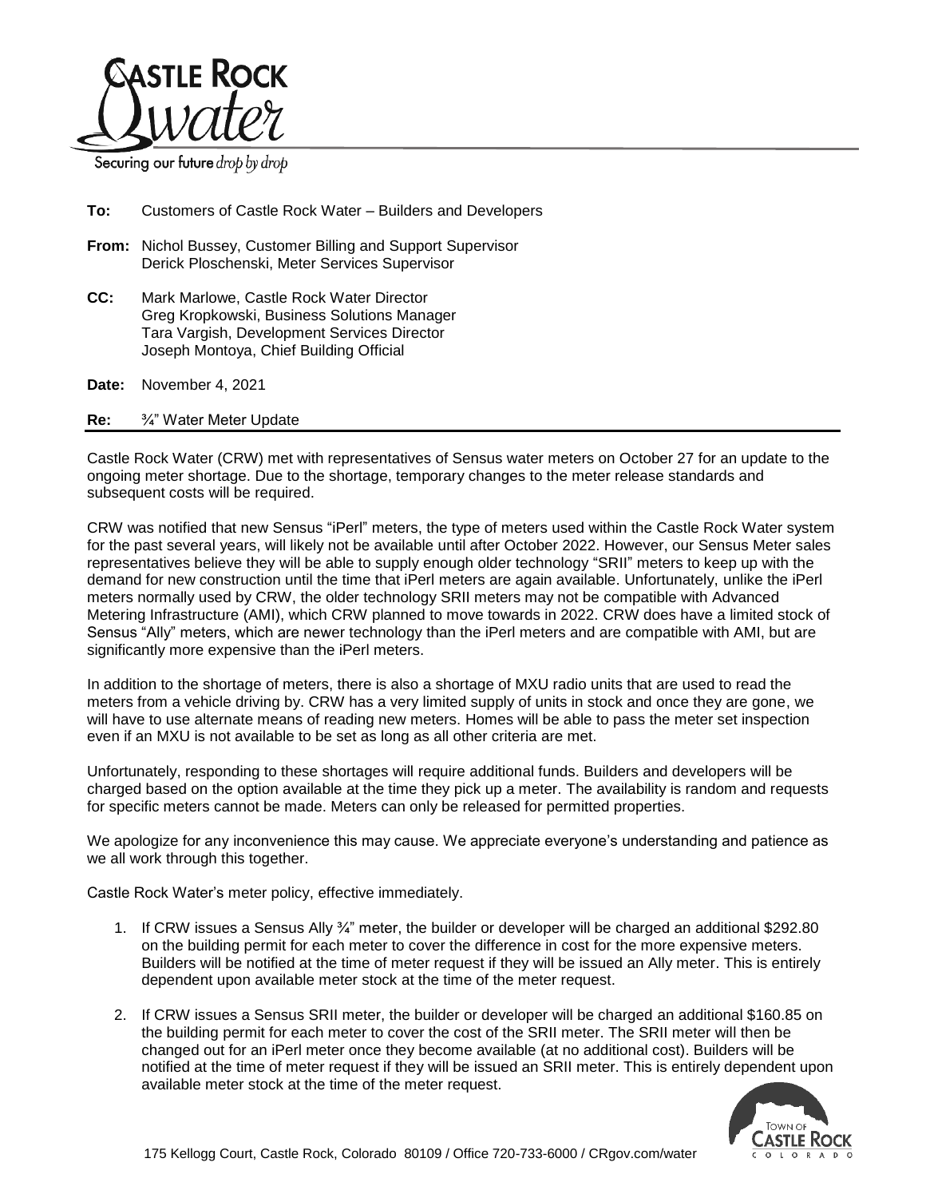**CASTLE ROCK Water**

Securing our future *drop by drop*

**To:** Customers of Castle Rock Water – Builders and Developers

**From:** Nichol Bussey, Customer Billing and Support Supervisor
Derick Ploschenski, Meter Services Supervisor

**CC:** Mark Marlowe, Castle Rock Water Director
Greg Kropkowski, Business Solutions Manager
Tara Vargish, Development Services Director
Joseph Montoya, Chief Building Official

**Date:** November 4, 2021

**Re:** ¾" Water Meter Update

---

Castle Rock Water (CRW) met with representatives of Sensus water meters on October 27 for an update to the ongoing meter shortage. Due to the shortage, temporary changes to the meter release standards and subsequent costs will be required.

CRW was notified that new Sensus "iPerl" meters, the type of meters used within the Castle Rock Water system for the past several years, will likely not be available until after October 2022. However, our Sensus Meter sales representatives believe they will be able to supply enough older technology "SRII" meters to keep up with the demand for new construction until the time that iPerl meters are again available. Unfortunately, unlike the iPerl meters normally used by CRW, the older technology SRII meters may not be compatible with Advanced Metering Infrastructure (AMI), which CRW planned to move towards in 2022. CRW does have a limited stock of Sensus "Ally" meters, which are newer technology than the iPerl meters and are compatible with AMI, but are significantly more expensive than the iPerl meters.

In addition to the shortage of meters, there is also a shortage of MXU radio units that are used to read the meters from a vehicle driving by. CRW has a very limited supply of units in stock and once they are gone, we will have to use alternate means of reading new meters. Homes will be able to pass the meter set inspection even if an MXU is not available to be set as long as all other criteria are met.

Unfortunately, responding to these shortages will require additional funds. Builders and developers will be charged based on the option available at the time they pick up a meter. The availability is random and requests for specific meters cannot be made. Meters can only be released for permitted properties.

We apologize for any inconvenience this may cause. We appreciate everyone's understanding and patience as we all work through this together.

Castle Rock Water's meter policy, effective immediately.

1. If CRW issues a Sensus Ally ¾" meter, the builder or developer will be charged an additional $292.80 on the building permit for each meter to cover the difference in cost for the more expensive meters. Builders will be notified at the time of meter request if they will be issued an Ally meter. This is entirely dependent upon available meter stock at the time of the meter request.

2. If CRW issues a Sensus SRII meter, the builder or developer will be charged an additional $160.85 on the building permit for each meter to cover the cost of the SRII meter. The SRII meter will then be changed out for an iPerl meter once they become available (at no additional cost). Builders will be notified at the time of meter request if they will be issued an SRII meter. This is entirely dependent upon available meter stock at the time of the meter request.

175 Kellogg Court, Castle Rock, Colorado 80109 / Office 720-733-6000 / CRgov.com/water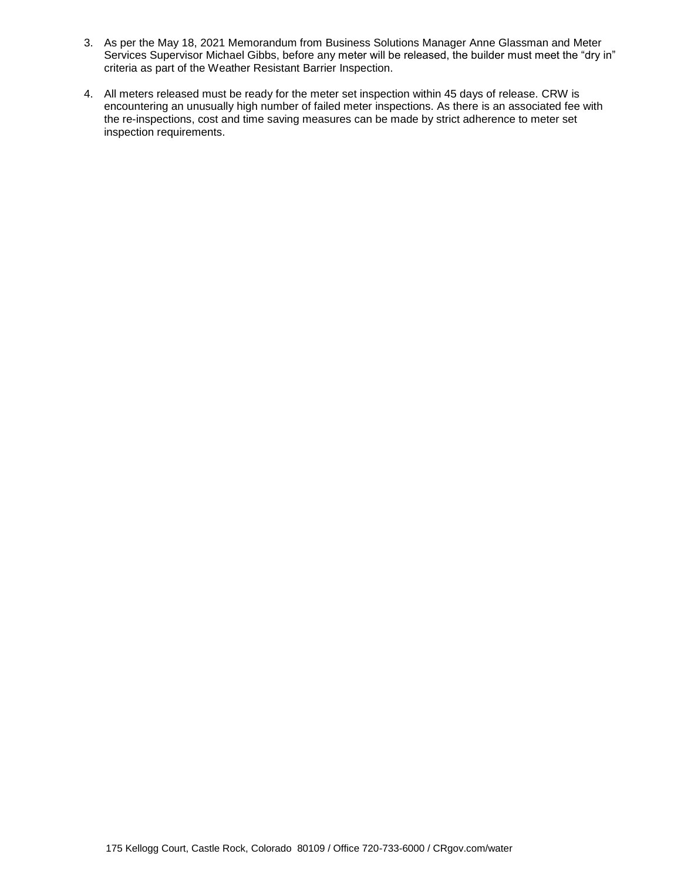3. As per the May 18, 2021 Memorandum from Business Solutions Manager Anne Glassman and Meter Services Supervisor Michael Gibbs, before any meter will be released, the builder must meet the "dry in" criteria as part of the Weather Resistant Barrier Inspection.

4. All meters released must be ready for the meter set inspection within 45 days of release. CRW is encountering an unusually high number of failed meter inspections. As there is an associated fee with the re-inspections, cost and time saving measures can be made by strict adherence to meter set inspection requirements.

175 Kellogg Court, Castle Rock, Colorado 80109 / Office 720-733-6000 / CRgov.com/water